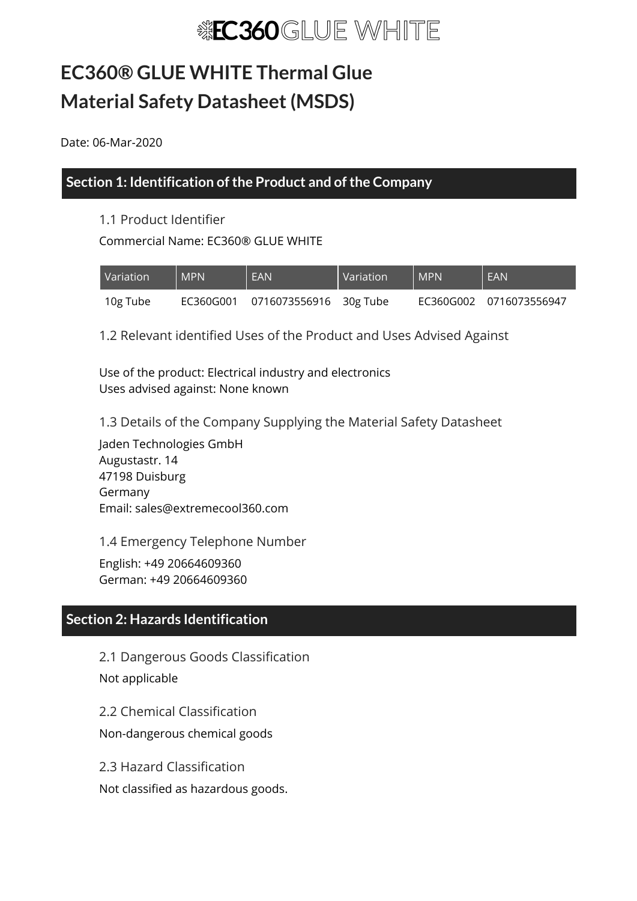# EC360® GLUE WHITE Thermal Glue Material Safety Datasheet (MSDS)

Date: 06-Mar-2020

## Section 1: Identification of the Product and of the Company

### 1.1 Product Identifier

Commercial Name: EC360® GLUE WHITE

| Variation | MPN | EAN | Variation | MPN | EAN |
|---|---|---|---|---|---|
| 10g Tube | EC360G001 | 0716073556916 | 30g Tube | EC360G002 | 0716073556947 |

### 1.2 Relevant identified Uses of the Product and Uses Advised Against

Use of the product: Electrical industry and electronics
Uses advised against: None known

### 1.3 Details of the Company Supplying the Material Safety Datasheet

Jaden Technologies GmbH
Augustastr. 14
47198 Duisburg
Germany
Email: sales@extremecool360.com

### 1.4 Emergency Telephone Number

English: +49 20664609360
German: +49 20664609360

## Section 2: Hazards Identification

### 2.1 Dangerous Goods Classification

Not applicable

### 2.2 Chemical Classification

Non-dangerous chemical goods

### 2.3 Hazard Classification

Not classified as hazardous goods.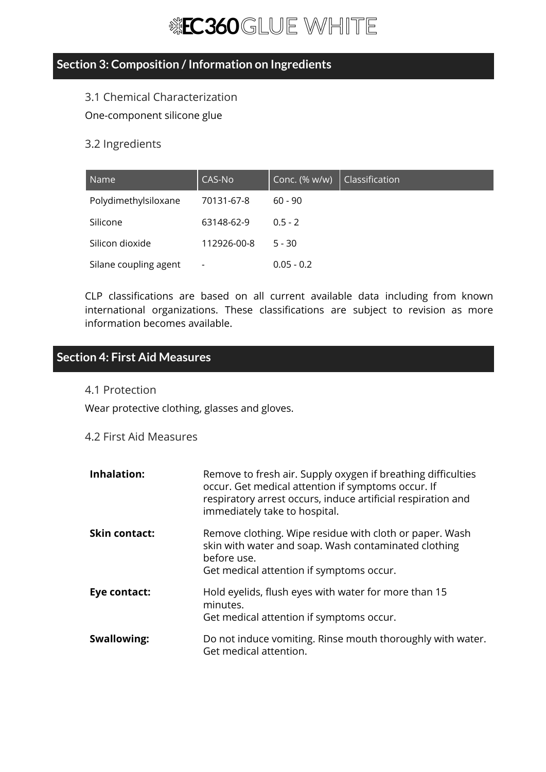## Section 3: Composition / Information on Ingredients

### 3.1 Chemical Characterization

One-component silicone glue

### 3.2 Ingredients

| Name | CAS-No | Conc. (% w/w) | Classification |
| --- | --- | --- | --- |
| Polydimethylsiloxane | 70131-67-8 | 60 - 90 | |
| Silicone | 63148-62-9 | 0.5 - 2 | |
| Silicon dioxide | 112926-00-8 | 5 - 30 | |
| Silane coupling agent | - | 0.05 - 0.2 | |

CLP classifications are based on all current available data including from known international organizations. These classifications are subject to revision as more information becomes available.

## Section 4: First Aid Measures

### 4.1 Protection

Wear protective clothing, glasses and gloves.

### 4.2 First Aid Measures

**Inhalation:** Remove to fresh air. Supply oxygen if breathing difficulties occur. Get medical attention if symptoms occur. If respiratory arrest occurs, induce artificial respiration and immediately take to hospital.

**Skin contact:** Remove clothing. Wipe residue with cloth or paper. Wash skin with water and soap. Wash contaminated clothing before use.
Get medical attention if symptoms occur.

**Eye contact:** Hold eyelids, flush eyes with water for more than 15 minutes.
Get medical attention if symptoms occur.

**Swallowing:** Do not induce vomiting. Rinse mouth thoroughly with water. Get medical attention.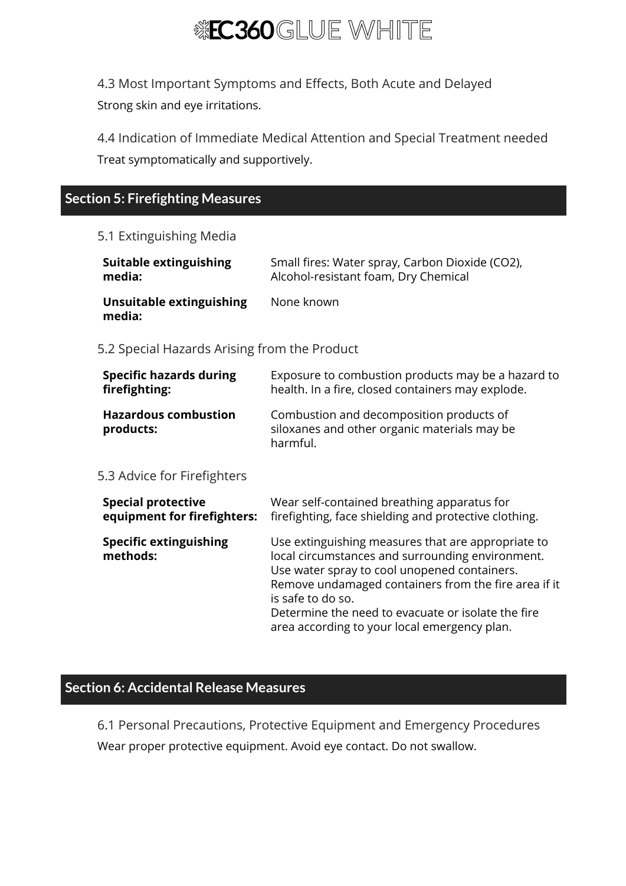### 4.3 Most Important Symptoms and Effects, Both Acute and Delayed

Strong skin and eye irritations.

### 4.4 Indication of Immediate Medical Attention and Special Treatment needed

Treat symptomatically and supportively.

## Section 5: Firefighting Measures

### 5.1 Extinguishing Media

| | |
|---|---|
| **Suitable extinguishing media:** | Small fires: Water spray, Carbon Dioxide ($CO_2$), Alcohol-resistant foam, Dry Chemical |
| **Unsuitable extinguishing media:** | None known |

### 5.2 Special Hazards Arising from the Product

| | |
|---|---|
| **Specific hazards during firefighting:** | Exposure to combustion products may be a hazard to health. In a fire, closed containers may explode. |
| **Hazardous combustion products:** | Combustion and decomposition products of siloxanes and other organic materials may be harmful. |

### 5.3 Advice for Firefighters

| | |
|---|---|
| **Special protective equipment for firefighters:** | Wear self-contained breathing apparatus for firefighting, face shielding and protective clothing. |
| **Specific extinguishing methods:** | Use extinguishing measures that are appropriate to local circumstances and surrounding environment. Use water spray to cool unopened containers. Remove undamaged containers from the fire area if it is safe to do so. Determine the need to evacuate or isolate the fire area according to your local emergency plan. |

## Section 6: Accidental Release Measures

### 6.1 Personal Precautions, Protective Equipment and Emergency Procedures

Wear proper protective equipment. Avoid eye contact. Do not swallow.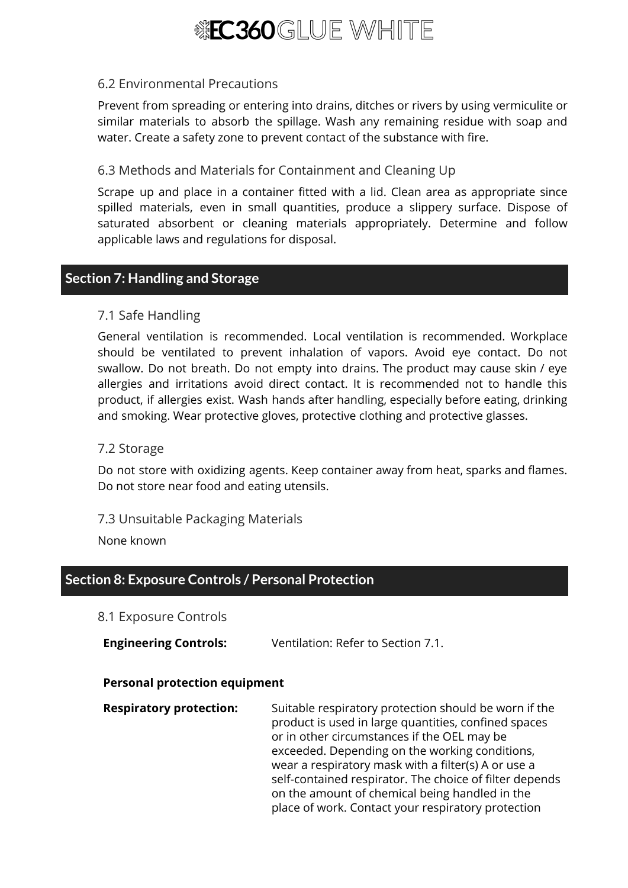### 6.2 Environmental Precautions

Prevent from spreading or entering into drains, ditches or rivers by using vermiculite or similar materials to absorb the spillage. Wash any remaining residue with soap and water. Create a safety zone to prevent contact of the substance with fire.

### 6.3 Methods and Materials for Containment and Cleaning Up

Scrape up and place in a container fitted with a lid. Clean area as appropriate since spilled materials, even in small quantities, produce a slippery surface. Dispose of saturated absorbent or cleaning materials appropriately. Determine and follow applicable laws and regulations for disposal.

## Section 7: Handling and Storage

### 7.1 Safe Handling

General ventilation is recommended. Local ventilation is recommended. Workplace should be ventilated to prevent inhalation of vapors. Avoid eye contact. Do not swallow. Do not breath. Do not empty into drains. The product may cause skin / eye allergies and irritations avoid direct contact. It is recommended not to handle this product, if allergies exist. Wash hands after handling, especially before eating, drinking and smoking. Wear protective gloves, protective clothing and protective glasses.

### 7.2 Storage

Do not store with oxidizing agents. Keep container away from heat, sparks and flames. Do not store near food and eating utensils.

### 7.3 Unsuitable Packaging Materials

None known

## Section 8: Exposure Controls / Personal Protection

### 8.1 Exposure Controls

**Engineering Controls:** Ventilation: Refer to Section 7.1.

**Personal protection equipment**

**Respiratory protection:** Suitable respiratory protection should be worn if the product is used in large quantities, confined spaces or in other circumstances if the OEL may be exceeded. Depending on the working conditions, wear a respiratory mask with a filter(s) A or use a self-contained respirator. The choice of filter depends on the amount of chemical being handled in the place of work. Contact your respiratory protection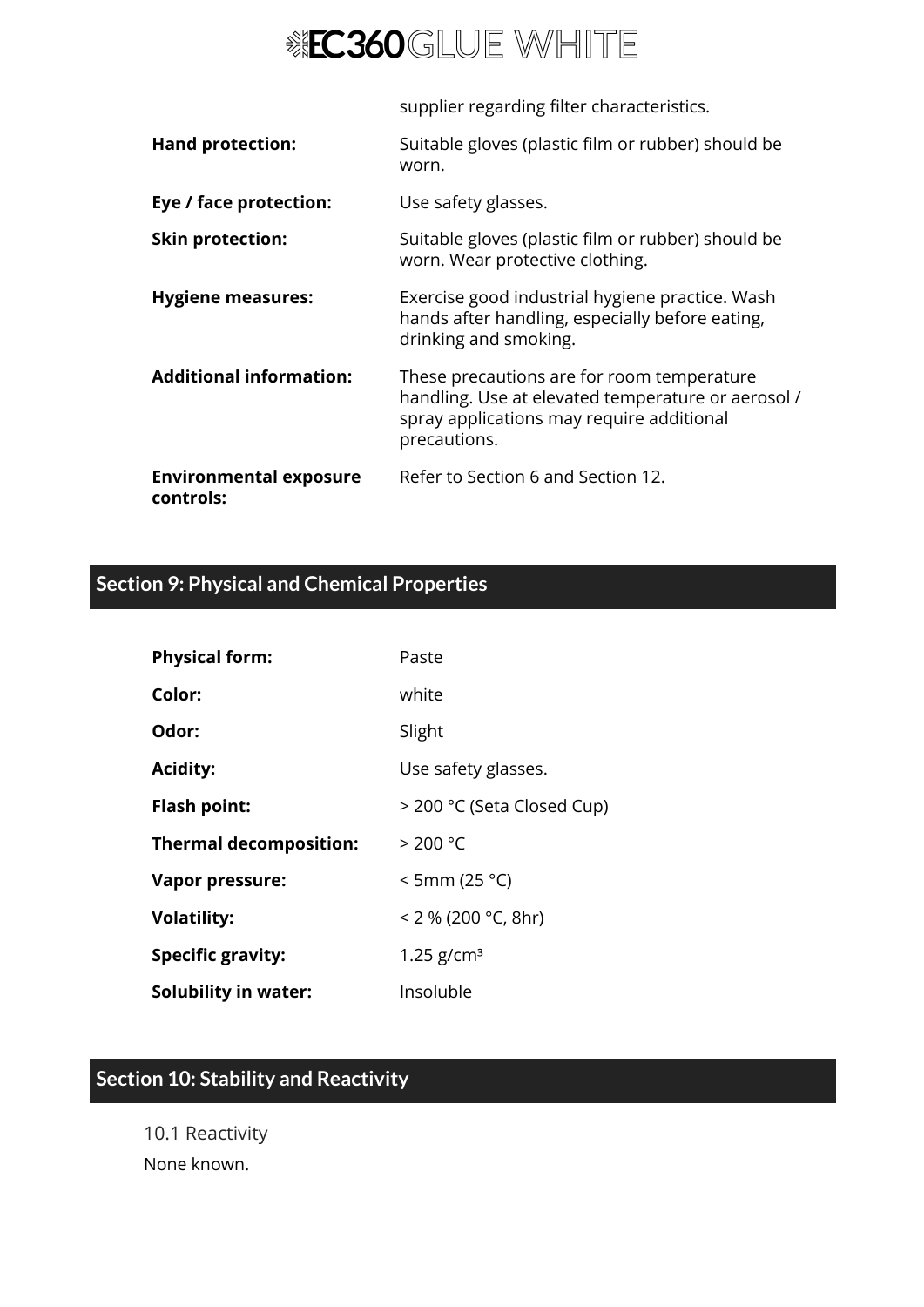supplier regarding filter characteristics.

| | |
|---|---|
| **Hand protection:** | Suitable gloves (plastic film or rubber) should be worn. |
| **Eye / face protection:** | Use safety glasses. |
| **Skin protection:** | Suitable gloves (plastic film or rubber) should be worn. Wear protective clothing. |
| **Hygiene measures:** | Exercise good industrial hygiene practice. Wash hands after handling, especially before eating, drinking and smoking. |
| **Additional information:** | These precautions are for room temperature handling. Use at elevated temperature or aerosol / spray applications may require additional precautions. |
| **Environmental exposure controls:** | Refer to Section 6 and Section 12. |

## Section 9: Physical and Chemical Properties

| | |
|---|---|
| **Physical form:** | Paste |
| **Color:** | white |
| **Odor:** | Slight |
| **Acidity:** | Use safety glasses. |
| **Flash point:** | > 200 °C (Seta Closed Cup) |
| **Thermal decomposition:** | > 200 °C |
| **Vapor pressure:** | < 5mm (25 °C) |
| **Volatility:** | < 2 % (200 °C, 8hr) |
| **Specific gravity:** | 1.25 g/cm³ |
| **Solubility in water:** | Insoluble |

## Section 10: Stability and Reactivity

10.1 Reactivity

None known.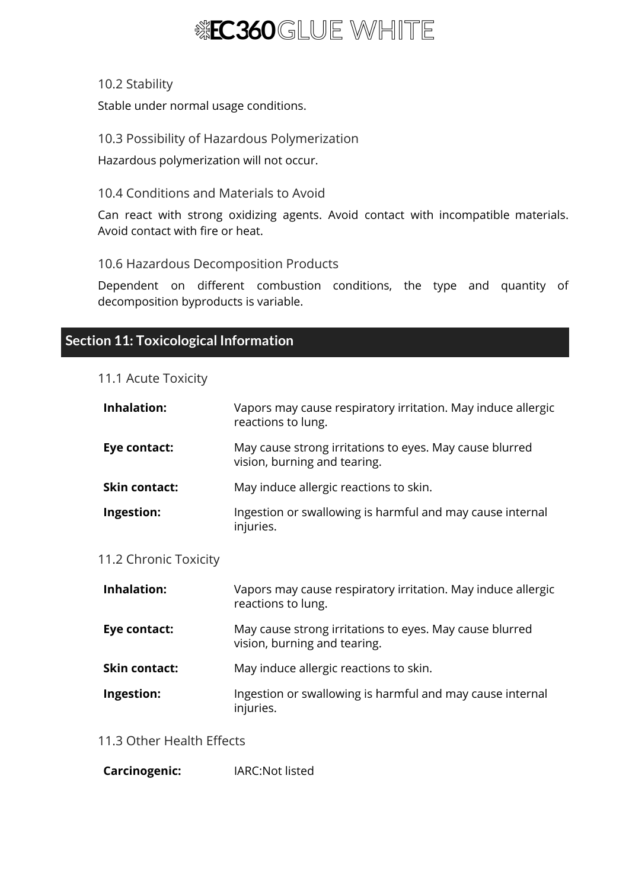### 10.2 Stability

Stable under normal usage conditions.

### 10.3 Possibility of Hazardous Polymerization

Hazardous polymerization will not occur.

### 10.4 Conditions and Materials to Avoid

Can react with strong oxidizing agents. Avoid contact with incompatible materials. Avoid contact with fire or heat.

### 10.6 Hazardous Decomposition Products

Dependent on different combustion conditions, the type and quantity of decomposition byproducts is variable.

## Section 11: Toxicological Information

### 11.1 Acute Toxicity

| | |
|---|---|
| **Inhalation:** | Vapors may cause respiratory irritation. May induce allergic reactions to lung. |
| **Eye contact:** | May cause strong irritations to eyes. May cause blurred vision, burning and tearing. |
| **Skin contact:** | May induce allergic reactions to skin. |
| **Ingestion:** | Ingestion or swallowing is harmful and may cause internal injuries. |

### 11.2 Chronic Toxicity

| | |
|---|---|
| **Inhalation:** | Vapors may cause respiratory irritation. May induce allergic reactions to lung. |
| **Eye contact:** | May cause strong irritations to eyes. May cause blurred vision, burning and tearing. |
| **Skin contact:** | May induce allergic reactions to skin. |
| **Ingestion:** | Ingestion or swallowing is harmful and may cause internal injuries. |

### 11.3 Other Health Effects

| | |
|---|---|
| **Carcinogenic:** | IARC:Not listed |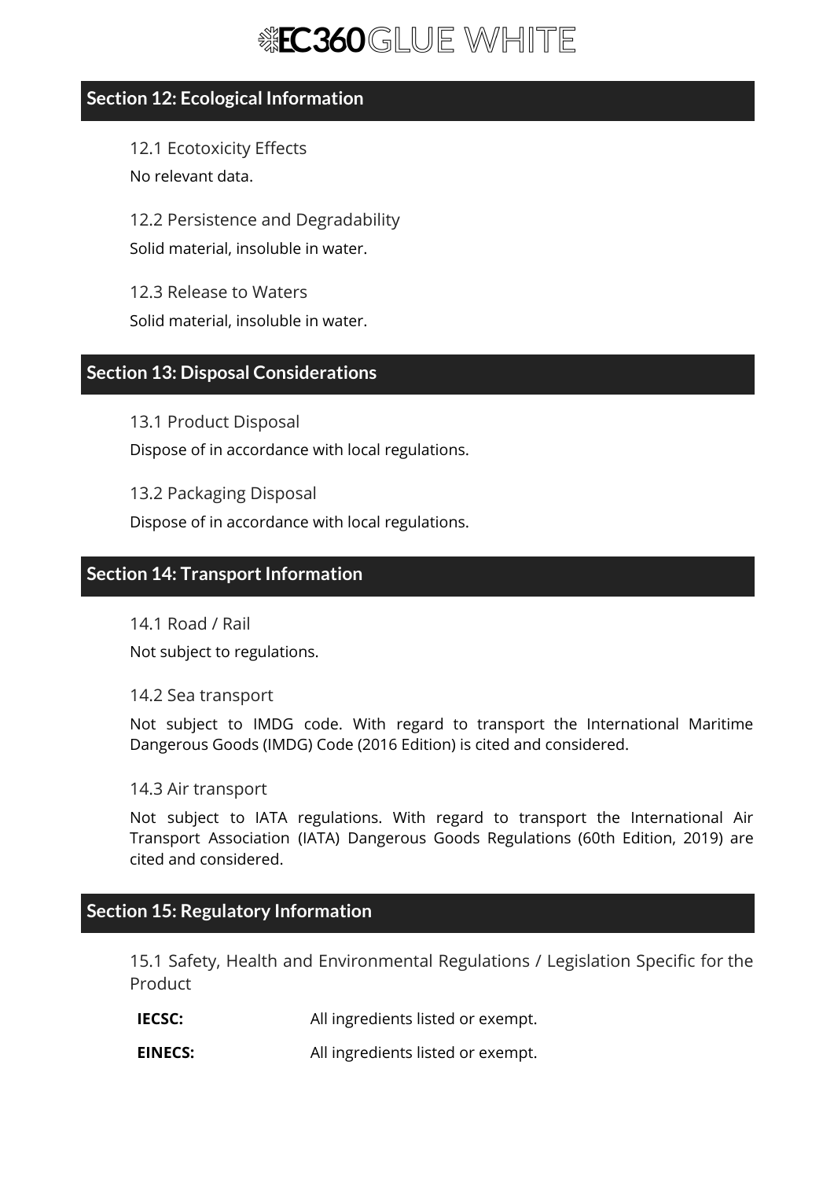## Section 12: Ecological Information

### 12.1 Ecotoxicity Effects

No relevant data.

### 12.2 Persistence and Degradability

Solid material, insoluble in water.

### 12.3 Release to Waters

Solid material, insoluble in water.

## Section 13: Disposal Considerations

### 13.1 Product Disposal

Dispose of in accordance with local regulations.

### 13.2 Packaging Disposal

Dispose of in accordance with local regulations.

## Section 14: Transport Information

### 14.1 Road / Rail

Not subject to regulations.

### 14.2 Sea transport

Not subject to IMDG code. With regard to transport the International Maritime Dangerous Goods (IMDG) Code (2016 Edition) is cited and considered.

### 14.3 Air transport

Not subject to IATA regulations. With regard to transport the International Air Transport Association (IATA) Dangerous Goods Regulations (60th Edition, 2019) are cited and considered.

## Section 15: Regulatory Information

### 15.1 Safety, Health and Environmental Regulations / Legislation Specific for the Product

**IECSC:** All ingredients listed or exempt.

**EINECS:** All ingredients listed or exempt.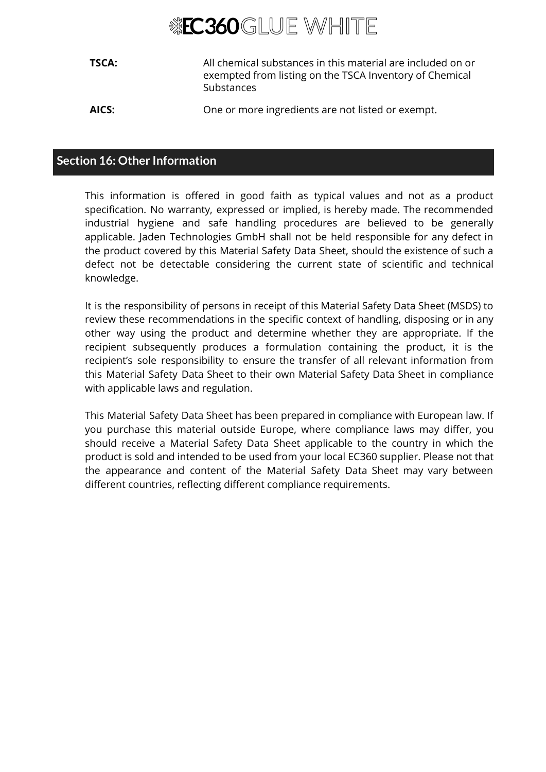| | |
|---|---|
| **TSCA:** | All chemical substances in this material are included on or exempted from listing on the TSCA Inventory of Chemical Substances |
| **AICS:** | One or more ingredients are not listed or exempt. |

## Section 16: Other Information

This information is offered in good faith as typical values and not as a product specification. No warranty, expressed or implied, is hereby made. The recommended industrial hygiene and safe handling procedures are believed to be generally applicable. Jaden Technologies GmbH shall not be held responsible for any defect in the product covered by this Material Safety Data Sheet, should the existence of such a defect not be detectable considering the current state of scientific and technical knowledge.

It is the responsibility of persons in receipt of this Material Safety Data Sheet (MSDS) to review these recommendations in the specific context of handling, disposing or in any other way using the product and determine whether they are appropriate. If the recipient subsequently produces a formulation containing the product, it is the recipient's sole responsibility to ensure the transfer of all relevant information from this Material Safety Data Sheet to their own Material Safety Data Sheet in compliance with applicable laws and regulation.

This Material Safety Data Sheet has been prepared in compliance with European law. If you purchase this material outside Europe, where compliance laws may differ, you should receive a Material Safety Data Sheet applicable to the country in which the product is sold and intended to be used from your local EC360 supplier. Please not that the appearance and content of the Material Safety Data Sheet may vary between different countries, reflecting different compliance requirements.